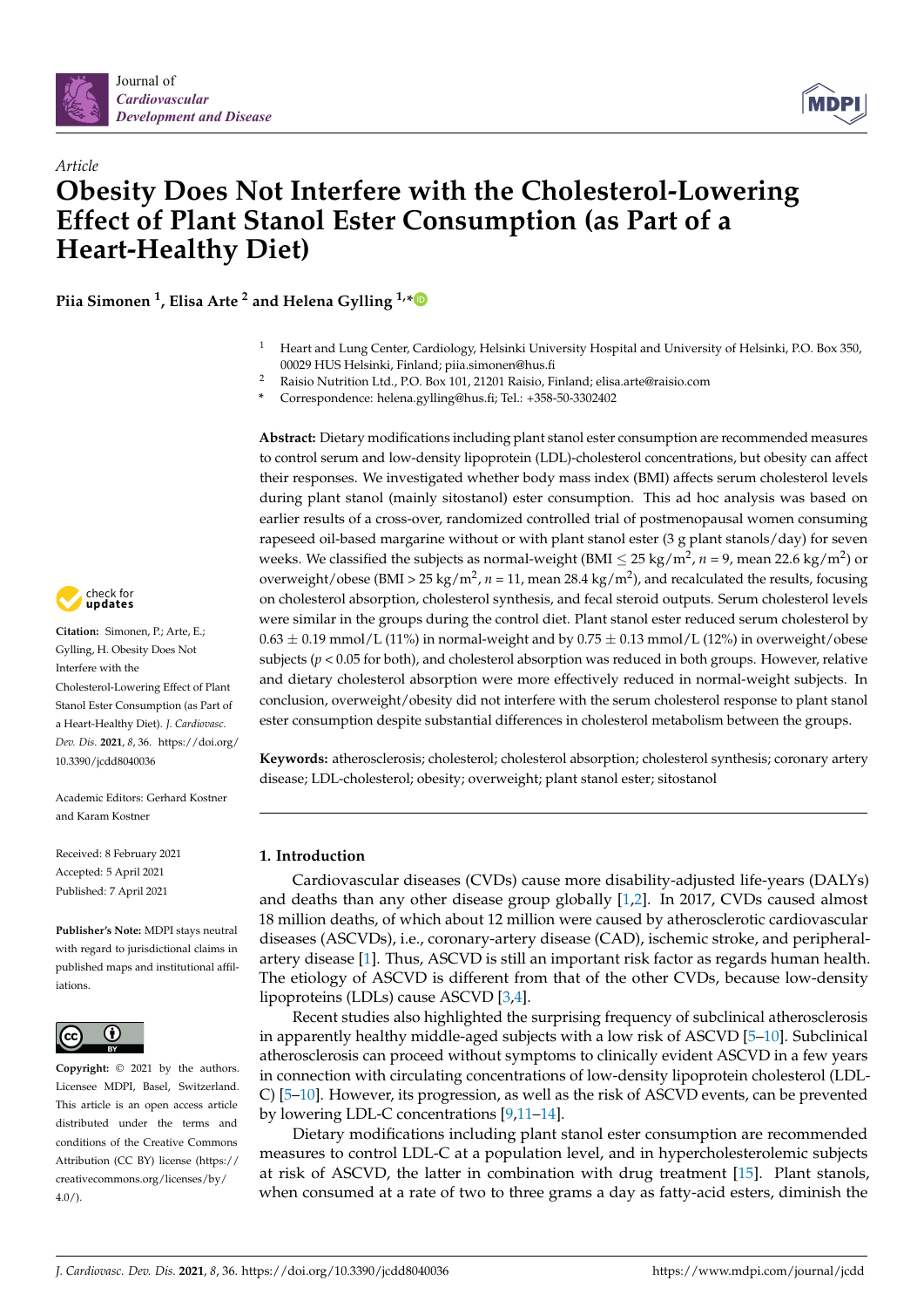*Article*

# Obesity Does Not Interfere with the Cholesterol-Lowering Effect of Plant Stanol Ester Consumption (as Part of a Heart-Healthy Diet)

**Piia Simonen [1], Elisa Arte [2] and Helena Gylling [1,*]**

[1] Heart and Lung Center, Cardiology, Helsinki University Hospital and University of Helsinki, P.O. Box 350, 00029 HUS Helsinki, Finland; piia.simonen@hus.fi

[2] Raisio Nutrition Ltd., P.O. Box 101, 21201 Raisio, Finland; elisa.arte@raisio.com

[*] Correspondence: helena.gylling@hus.fi; Tel.: +358-50-3302402

**Citation:** Simonen, P.; Arte, E.; Gylling, H. Obesity Does Not Interfere with the Cholesterol-Lowering Effect of Plant Stanol Ester Consumption (as Part of a Heart-Healthy Diet). *J. Cardiovasc. Dev. Dis.* **2021**, *8*, 36. https://doi.org/10.3390/jcdd8040036

Academic Editors: Gerhard Kostner and Karam Kostner

Received: 8 February 2021
Accepted: 5 April 2021
Published: 7 April 2021

**Publisher's Note:** MDPI stays neutral with regard to jurisdictional claims in published maps and institutional affiliations.

**Copyright:** © 2021 by the authors. Licensee MDPI, Basel, Switzerland. This article is an open access article distributed under the terms and conditions of the Creative Commons Attribution (CC BY) license (https://creativecommons.org/licenses/by/4.0/).

**Abstract:** Dietary modifications including plant stanol ester consumption are recommended measures to control serum and low-density lipoprotein (LDL)-cholesterol concentrations, but obesity can affect their responses. We investigated whether body mass index (BMI) affects serum cholesterol levels during plant stanol (mainly sitostanol) ester consumption. This ad hoc analysis was based on earlier results of a cross-over, randomized controlled trial of postmenopausal women consuming rapeseed oil-based margarine without or with plant stanol ester (3 g plant stanols/day) for seven weeks. We classified the subjects as normal-weight (BMI $\leq$ 25 kg/m$^2$, $n$ = 9, mean 22.6 kg/m$^2$) or overweight/obese (BMI > 25 kg/m$^2$, $n$ = 11, mean 28.4 kg/m$^2$), and recalculated the results, focusing on cholesterol absorption, cholesterol synthesis, and fecal steroid outputs. Serum cholesterol levels were similar in the groups during the control diet. Plant stanol ester reduced serum cholesterol by 0.63 $\pm$ 0.19 mmol/L (11%) in normal-weight and by 0.75 $\pm$ 0.13 mmol/L (12%) in overweight/obese subjects ($p < 0.05$ for both), and cholesterol absorption was reduced in both groups. However, relative and dietary cholesterol absorption were more effectively reduced in normal-weight subjects. In conclusion, overweight/obesity did not interfere with the serum cholesterol response to plant stanol ester consumption despite substantial differences in cholesterol metabolism between the groups.

**Keywords:** atherosclerosis; cholesterol; cholesterol absorption; cholesterol synthesis; coronary artery disease; LDL-cholesterol; obesity; overweight; plant stanol ester; sitostanol

## 1. Introduction

Cardiovascular diseases (CVDs) cause more disability-adjusted life-years (DALYs) and deaths than any other disease group globally [1,2]. In 2017, CVDs caused almost 18 million deaths, of which about 12 million were caused by atherosclerotic cardiovascular diseases (ASCVDs), i.e., coronary-artery disease (CAD), ischemic stroke, and peripheral-artery disease [1]. Thus, ASCVD is still an important risk factor as regards human health. The etiology of ASCVD is different from that of the other CVDs, because low-density lipoproteins (LDLs) cause ASCVD [3,4].

Recent studies also highlighted the surprising frequency of subclinical atherosclerosis in apparently healthy middle-aged subjects with a low risk of ASCVD [5–10]. Subclinical atherosclerosis can proceed without symptoms to clinically evident ASCVD in a few years in connection with circulating concentrations of low-density lipoprotein cholesterol (LDL-C) [5–10]. However, its progression, as well as the risk of ASCVD events, can be prevented by lowering LDL-C concentrations [9,11–14].

Dietary modifications including plant stanol ester consumption are recommended measures to control LDL-C at a population level, and in hypercholesterolemic subjects at risk of ASCVD, the latter in combination with drug treatment [15]. Plant stanols, when consumed at a rate of two to three grams a day as fatty-acid esters, diminish the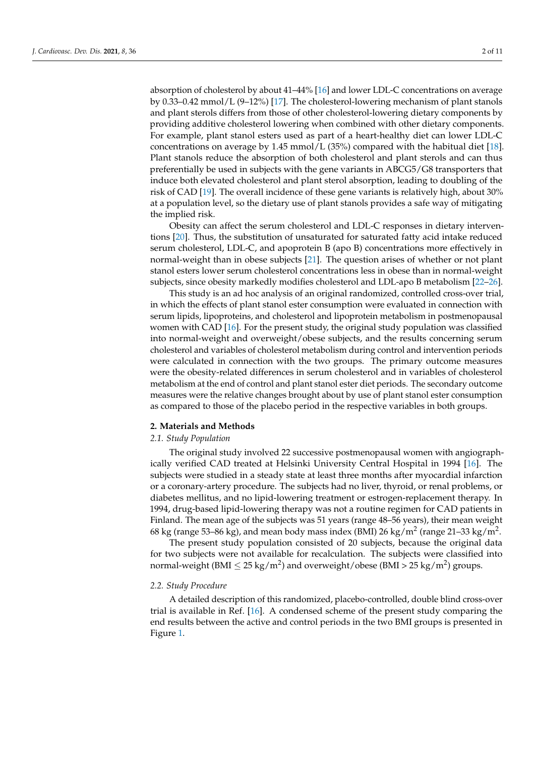absorption of cholesterol by about 41–44% [16] and lower LDL-C concentrations on average by 0.33–0.42 mmol/L (9–12%) [17]. The cholesterol-lowering mechanism of plant stanols and plant sterols differs from those of other cholesterol-lowering dietary components by providing additive cholesterol lowering when combined with other dietary components. For example, plant stanol esters used as part of a heart-healthy diet can lower LDL-C concentrations on average by 1.45 mmol/L (35%) compared with the habitual diet [18]. Plant stanols reduce the absorption of both cholesterol and plant sterols and can thus preferentially be used in subjects with the gene variants in ABCG5/G8 transporters that induce both elevated cholesterol and plant sterol absorption, leading to doubling of the risk of CAD [19]. The overall incidence of these gene variants is relatively high, about 30% at a population level, so the dietary use of plant stanols provides a safe way of mitigating the implied risk.

Obesity can affect the serum cholesterol and LDL-C responses in dietary interventions [20]. Thus, the substitution of unsaturated for saturated fatty acid intake reduced serum cholesterol, LDL-C, and apoprotein B (apo B) concentrations more effectively in normal-weight than in obese subjects [21]. The question arises of whether or not plant stanol esters lower serum cholesterol concentrations less in obese than in normal-weight subjects, since obesity markedly modifies cholesterol and LDL-apo B metabolism [22–26].

This study is an ad hoc analysis of an original randomized, controlled cross-over trial, in which the effects of plant stanol ester consumption were evaluated in connection with serum lipids, lipoproteins, and cholesterol and lipoprotein metabolism in postmenopausal women with CAD [16]. For the present study, the original study population was classified into normal-weight and overweight/obese subjects, and the results concerning serum cholesterol and variables of cholesterol metabolism during control and intervention periods were calculated in connection with the two groups. The primary outcome measures were the obesity-related differences in serum cholesterol and in variables of cholesterol metabolism at the end of control and plant stanol ester diet periods. The secondary outcome measures were the relative changes brought about by use of plant stanol ester consumption as compared to those of the placebo period in the respective variables in both groups.

## 2. Materials and Methods

### *2.1. Study Population*

The original study involved 22 successive postmenopausal women with angiographically verified CAD treated at Helsinki University Central Hospital in 1994 [16]. The subjects were studied in a steady state at least three months after myocardial infarction or a coronary-artery procedure. The subjects had no liver, thyroid, or renal problems, or diabetes mellitus, and no lipid-lowering treatment or estrogen-replacement therapy. In 1994, drug-based lipid-lowering therapy was not a routine regimen for CAD patients in Finland. The mean age of the subjects was 51 years (range 48–56 years), their mean weight 68 kg (range 53–86 kg), and mean body mass index (BMI) 26 kg/$m^2$ (range 21–33 kg/$m^2$.

The present study population consisted of 20 subjects, because the original data for two subjects were not available for recalculation. The subjects were classified into normal-weight (BMI $\leq$ 25 kg/$m^2$) and overweight/obese (BMI > 25 kg/$m^2$) groups.

### *2.2. Study Procedure*

A detailed description of this randomized, placebo-controlled, double blind cross-over trial is available in Ref. [16]. A condensed scheme of the present study comparing the end results between the active and control periods in the two BMI groups is presented in Figure 1.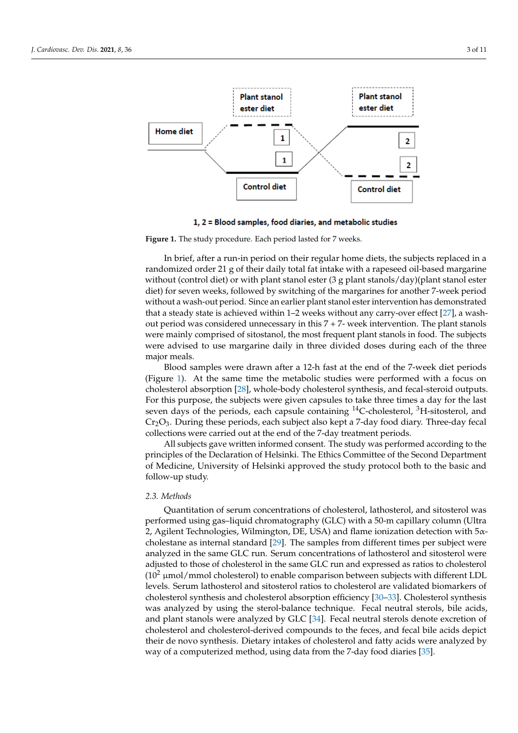1, 2 = Blood samples, food diaries, and metabolic studies

**Figure 1.** The study procedure. Each period lasted for 7 weeks.

In brief, after a run-in period on their regular home diets, the subjects replaced in a randomized order 21 g of their daily total fat intake with a rapeseed oil-based margarine without (control diet) or with plant stanol ester (3 g plant stanols/day)(plant stanol ester diet) for seven weeks, followed by switching of the margarines for another 7-week period without a wash-out period. Since an earlier plant stanol ester intervention has demonstrated that a steady state is achieved within 1–2 weeks without any carry-over effect [27], a wash-out period was considered unnecessary in this 7 + 7- week intervention. The plant stanols were mainly comprised of sitostanol, the most frequent plant stanols in food. The subjects were advised to use margarine daily in three divided doses during each of the three major meals.

Blood samples were drawn after a 12-h fast at the end of the 7-week diet periods (Figure 1). At the same time the metabolic studies were performed with a focus on cholesterol absorption [28], whole-body cholesterol synthesis, and fecal-steroid outputs. For this purpose, the subjects were given capsules to take three times a day for the last seven days of the periods, each capsule containing $^{14}$C-cholesterol, $^{3}$H-sitosterol, and $Cr_2O_3$. During these periods, each subject also kept a 7-day food diary. Three-day fecal collections were carried out at the end of the 7-day treatment periods.

All subjects gave written informed consent. The study was performed according to the principles of the Declaration of Helsinki. The Ethics Committee of the Second Department of Medicine, University of Helsinki approved the study protocol both to the basic and follow-up study.

### 2.3. Methods

Quantitation of serum concentrations of cholesterol, lathosterol, and sitosterol was performed using gas–liquid chromatography (GLC) with a 50-m capillary column (Ultra 2, Agilent Technologies, Wilmington, DE, USA) and flame ionization detection with 5α-cholestane as internal standard [29]. The samples from different times per subject were analyzed in the same GLC run. Serum concentrations of lathosterol and sitosterol were adjusted to those of cholesterol in the same GLC run and expressed as ratios to cholesterol ($10^2$ µmol/mmol cholesterol) to enable comparison between subjects with different LDL levels. Serum lathosterol and sitosterol ratios to cholesterol are validated biomarkers of cholesterol synthesis and cholesterol absorption efficiency [30–33]. Cholesterol synthesis was analyzed by using the sterol-balance technique. Fecal neutral sterols, bile acids, and plant stanols were analyzed by GLC [34]. Fecal neutral sterols denote excretion of cholesterol and cholesterol-derived compounds to the feces, and fecal bile acids depict their de novo synthesis. Dietary intakes of cholesterol and fatty acids were analyzed by way of a computerized method, using data from the 7-day food diaries [35].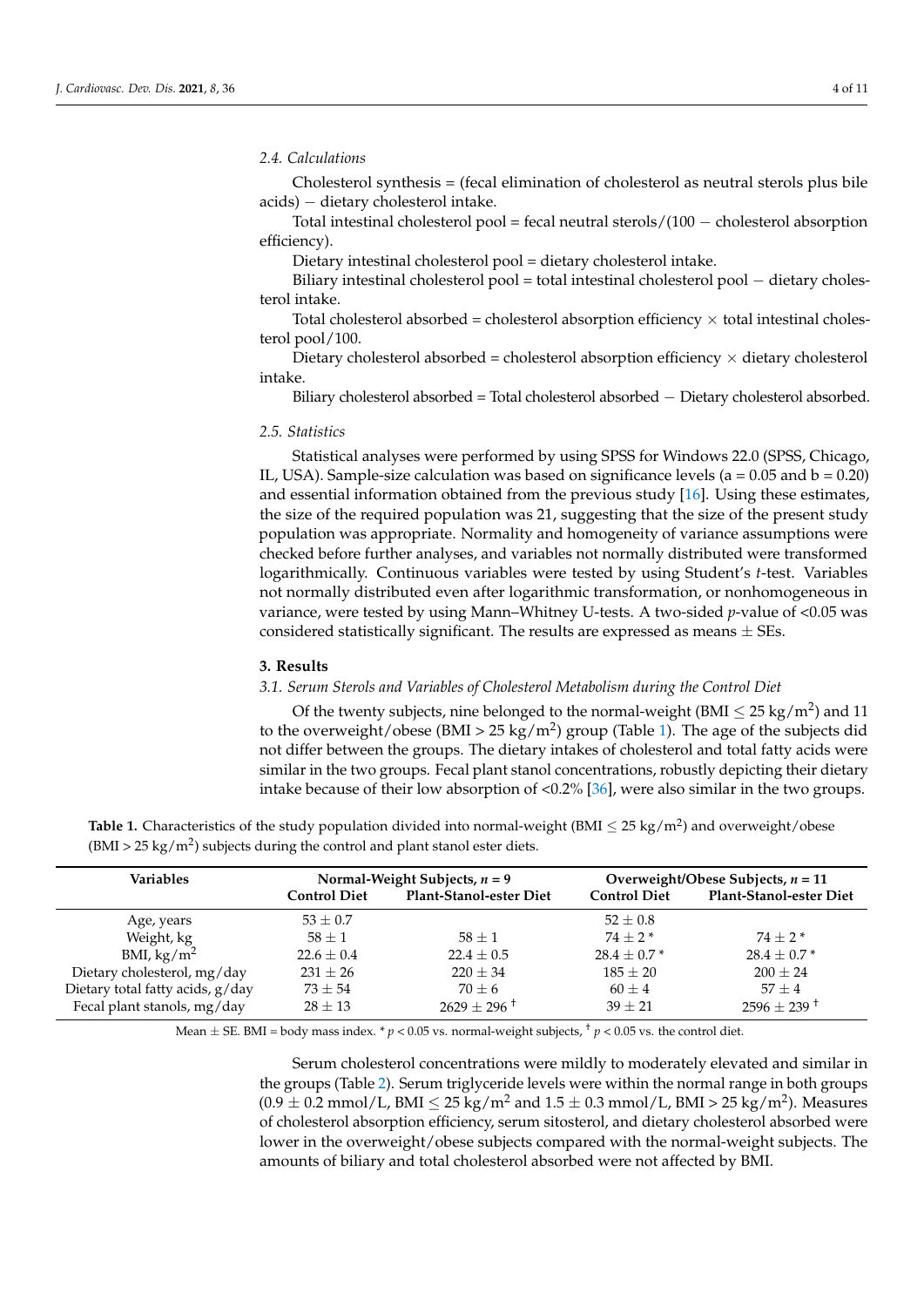### 2.4. Calculations

Cholesterol synthesis = (fecal elimination of cholesterol as neutral sterols plus bile acids) − dietary cholesterol intake.

Total intestinal cholesterol pool = fecal neutral sterols/(100 − cholesterol absorption efficiency).

Dietary intestinal cholesterol pool = dietary cholesterol intake.

Biliary intestinal cholesterol pool = total intestinal cholesterol pool − dietary cholesterol intake.

Total cholesterol absorbed = cholesterol absorption efficiency × total intestinal cholesterol pool/100.

Dietary cholesterol absorbed = cholesterol absorption efficiency × dietary cholesterol intake.

Biliary cholesterol absorbed = Total cholesterol absorbed − Dietary cholesterol absorbed.

### 2.5. Statistics

Statistical analyses were performed by using SPSS for Windows 22.0 (SPSS, Chicago, IL, USA). Sample-size calculation was based on significance levels (a = 0.05 and b = 0.20) and essential information obtained from the previous study [16]. Using these estimates, the size of the required population was 21, suggesting that the size of the present study population was appropriate. Normality and homogeneity of variance assumptions were checked before further analyses, and variables not normally distributed were transformed logarithmically. Continuous variables were tested by using Student's *t*-test. Variables not normally distributed even after logarithmic transformation, or nonhomogeneous in variance, were tested by using Mann–Whitney U-tests. A two-sided *p*-value of <0.05 was considered statistically significant. The results are expressed as means ± SEs.

## 3. Results

### 3.1. Serum Sterols and Variables of Cholesterol Metabolism during the Control Diet

Of the twenty subjects, nine belonged to the normal-weight (BMI ≤ 25 $kg/m^2$) and 11 to the overweight/obese (BMI > 25 $kg/m^2$) group (Table 1). The age of the subjects did not differ between the groups. The dietary intakes of cholesterol and total fatty acids were similar in the two groups. Fecal plant stanol concentrations, robustly depicting their dietary intake because of their low absorption of <0.2% [36], were also similar in the two groups.

**Table 1.** Characteristics of the study population divided into normal-weight (BMI ≤ 25 $kg/m^2$) and overweight/obese (BMI > 25 $kg/m^2$) subjects during the control and plant stanol ester diets.

| Variables | Normal-Weight Subjects, *n* = 9 | | Overweight/Obese Subjects, *n* = 11 | |
|---|---|---|---|---|
| | Control Diet | Plant-Stanol-ester Diet | Control Diet | Plant-Stanol-ester Diet |
| Age, years | 53 ± 0.7 | | 52 ± 0.8 | |
| Weight, kg | 58 ± 1 | 58 ± 1 | 74 ± 2 * | 74 ± 2 * |
| BMI, $kg/m^2$ | 22.6 ± 0.4 | 22.4 ± 0.5 | 28.4 ± 0.7 * | 28.4 ± 0.7 * |
| Dietary cholesterol, mg/day | 231 ± 26 | 220 ± 34 | 185 ± 20 | 200 ± 24 |
| Dietary total fatty acids, g/day | 73 ± 54 | 70 ± 6 | 60 ± 4 | 57 ± 4 |
| Fecal plant stanols, mg/day | 28 ± 13 | 2629 ± 296 † | 39 ± 21 | 2596 ± 239 † |

Mean ± SE. BMI = body mass index. * $p < 0.05$ vs. normal-weight subjects, † $p < 0.05$ vs. the control diet.

Serum cholesterol concentrations were mildly to moderately elevated and similar in the groups (Table 2). Serum triglyceride levels were within the normal range in both groups (0.9 ± 0.2 mmol/L, BMI ≤ 25 $kg/m^2$ and 1.5 ± 0.3 mmol/L, BMI > 25 $kg/m^2$). Measures of cholesterol absorption efficiency, serum sitosterol, and dietary cholesterol absorbed were lower in the overweight/obese subjects compared with the normal-weight subjects. The amounts of biliary and total cholesterol absorbed were not affected by BMI.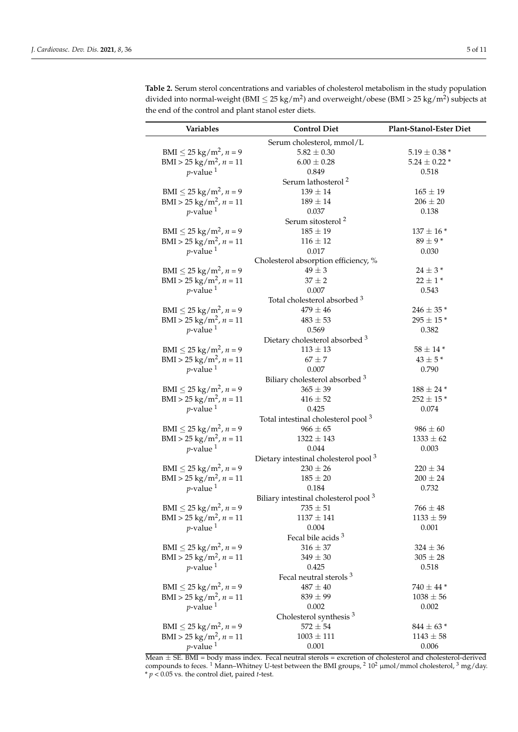**Table 2.** Serum sterol concentrations and variables of cholesterol metabolism in the study population divided into normal-weight (BMI ≤ 25 kg/m$^2$) and overweight/obese (BMI > 25 kg/m$^2$) subjects at the end of the control and plant stanol ester diets.

| Variables | Control Diet | Plant-Stanol-Ester Diet |
|---|---|---|
| | Serum cholesterol, mmol/L | |
| BMI ≤ 25 kg/m$^2$, $n$ = 9 | 5.82 ± 0.30 | 5.19 ± 0.38 * |
| BMI > 25 kg/m$^2$, $n$ = 11 | 6.00 ± 0.28 | 5.24 ± 0.22 * |
| $p$-value [1] | 0.849 | 0.518 |
| | Serum lathosterol [2] | |
| BMI ≤ 25 kg/m$^2$, $n$ = 9 | 139 ± 14 | 165 ± 19 |
| BMI > 25 kg/m$^2$, $n$ = 11 | 189 ± 14 | 206 ± 20 |
| $p$-value [1] | 0.037 | 0.138 |
| | Serum sitosterol [2] | |
| BMI ≤ 25 kg/m$^2$, $n$ = 9 | 185 ± 19 | 137 ± 16 * |
| BMI > 25 kg/m$^2$, $n$ = 11 | 116 ± 12 | 89 ± 9 * |
| $p$-value [1] | 0.017 | 0.030 |
| | Cholesterol absorption efficiency, % | |
| BMI ≤ 25 kg/m$^2$, $n$ = 9 | 49 ± 3 | 24 ± 3 * |
| BMI > 25 kg/m$^2$, $n$ = 11 | 37 ± 2 | 22 ± 1 * |
| $p$-value [1] | 0.007 | 0.543 |
| | Total cholesterol absorbed [3] | |
| BMI ≤ 25 kg/m$^2$, $n$ = 9 | 479 ± 46 | 246 ± 35 * |
| BMI > 25 kg/m$^2$, $n$ = 11 | 483 ± 53 | 295 ± 15 * |
| $p$-value [1] | 0.569 | 0.382 |
| | Dietary cholesterol absorbed [3] | |
| BMI ≤ 25 kg/m$^2$, $n$ = 9 | 113 ± 13 | 58 ± 14 * |
| BMI > 25 kg/m$^2$, $n$ = 11 | 67 ± 7 | 43 ± 5 * |
| $p$-value [1] | 0.007 | 0.790 |
| | Biliary cholesterol absorbed [3] | |
| BMI ≤ 25 kg/m$^2$, $n$ = 9 | 365 ± 39 | 188 ± 24 * |
| BMI > 25 kg/m$^2$, $n$ = 11 | 416 ± 52 | 252 ± 15 * |
| $p$-value [1] | 0.425 | 0.074 |
| | Total intestinal cholesterol pool [3] | |
| BMI ≤ 25 kg/m$^2$, $n$ = 9 | 966 ± 65 | 986 ± 60 |
| BMI > 25 kg/m$^2$, $n$ = 11 | 1322 ± 143 | 1333 ± 62 |
| $p$-value [1] | 0.044 | 0.003 |
| | Dietary intestinal cholesterol pool [3] | |
| BMI ≤ 25 kg/m$^2$, $n$ = 9 | 230 ± 26 | 220 ± 34 |
| BMI > 25 kg/m$^2$, $n$ = 11 | 185 ± 20 | 200 ± 24 |
| $p$-value [1] | 0.184 | 0.732 |
| | Biliary intestinal cholesterol pool [3] | |
| BMI ≤ 25 kg/m$^2$, $n$ = 9 | 735 ± 51 | 766 ± 48 |
| BMI > 25 kg/m$^2$, $n$ = 11 | 1137 ± 141 | 1133 ± 59 |
| $p$-value [1] | 0.004 | 0.001 |
| | Fecal bile acids [3] | |
| BMI ≤ 25 kg/m$^2$, $n$ = 9 | 316 ± 37 | 324 ± 36 |
| BMI > 25 kg/m$^2$, $n$ = 11 | 349 ± 30 | 305 ± 28 |
| $p$-value [1] | 0.425 | 0.518 |
| | Fecal neutral sterols [3] | |
| BMI ≤ 25 kg/m$^2$, $n$ = 9 | 487 ± 40 | 740 ± 44 * |
| BMI > 25 kg/m$^2$, $n$ = 11 | 839 ± 99 | 1038 ± 56 |
| $p$-value [1] | 0.002 | 0.002 |
| | Cholesterol synthesis [3] | |
| BMI ≤ 25 kg/m$^2$, $n$ = 9 | 572 ± 54 | 844 ± 63 * |
| BMI > 25 kg/m$^2$, $n$ = 11 | 1003 ± 111 | 1143 ± 58 |
| $p$-value [1] | 0.001 | 0.006 |

Mean ± SE. BMI = body mass index. Fecal neutral sterols = excretion of cholesterol and cholesterol-derived compounds to feces. [1] Mann–Whitney U-test between the BMI groups, [2] $10^2$ μmol/mmol cholesterol, [3] mg/day. * $p < 0.05$ vs. the control diet, paired $t$-test.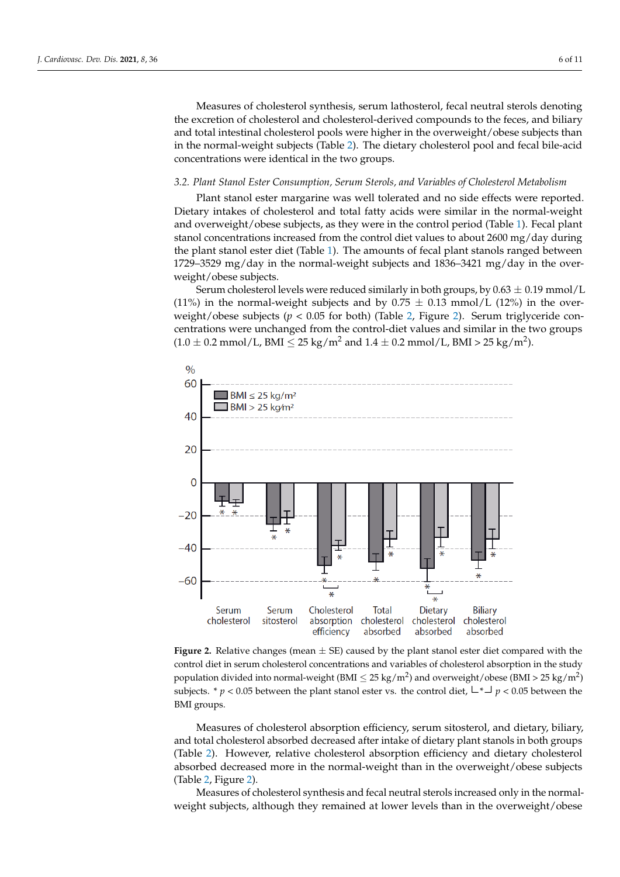Measures of cholesterol synthesis, serum lathosterol, fecal neutral sterols denoting the excretion of cholesterol and cholesterol-derived compounds to the feces, and biliary and total intestinal cholesterol pools were higher in the overweight/obese subjects than in the normal-weight subjects (Table 2). The dietary cholesterol pool and fecal bile-acid concentrations were identical in the two groups.

### 3.2. Plant Stanol Ester Consumption, Serum Sterols, and Variables of Cholesterol Metabolism

Plant stanol ester margarine was well tolerated and no side effects were reported. Dietary intakes of cholesterol and total fatty acids were similar in the normal-weight and overweight/obese subjects, as they were in the control period (Table 1). Fecal plant stanol concentrations increased from the control diet values to about 2600 mg/day during the plant stanol ester diet (Table 1). The amounts of fecal plant stanols ranged between 1729–3529 mg/day in the normal-weight subjects and 1836–3421 mg/day in the overweight/obese subjects.

Serum cholesterol levels were reduced similarly in both groups, by $0.63 \pm 0.19$ mmol/L (11%) in the normal-weight subjects and by $0.75 \pm 0.13$ mmol/L (12%) in the overweight/obese subjects ($p < 0.05$ for both) (Table 2, Figure 2). Serum triglyceride concentrations were unchanged from the control-diet values and similar in the two groups ($1.0 \pm 0.2$ mmol/L, BMI $\leq 25$ kg/m$^2$ and $1.4 \pm 0.2$ mmol/L, BMI > 25 kg/m$^2$).

**Figure 2.** Relative changes (mean ± SE) caused by the plant stanol ester diet compared with the control diet in serum cholesterol concentrations and variables of cholesterol absorption in the study population divided into normal-weight (BMI $\leq 25$ kg/m$^2$) and overweight/obese (BMI > 25 kg/m$^2$) subjects. * $p < 0.05$ between the plant stanol ester vs. the control diet, └*┘ $p < 0.05$ between the BMI groups.

Measures of cholesterol absorption efficiency, serum sitosterol, and dietary, biliary, and total cholesterol absorbed decreased after intake of dietary plant stanols in both groups (Table 2). However, relative cholesterol absorption efficiency and dietary cholesterol absorbed decreased more in the normal-weight than in the overweight/obese subjects (Table 2, Figure 2).

Measures of cholesterol synthesis and fecal neutral sterols increased only in the normal-weight subjects, although they remained at lower levels than in the overweight/obese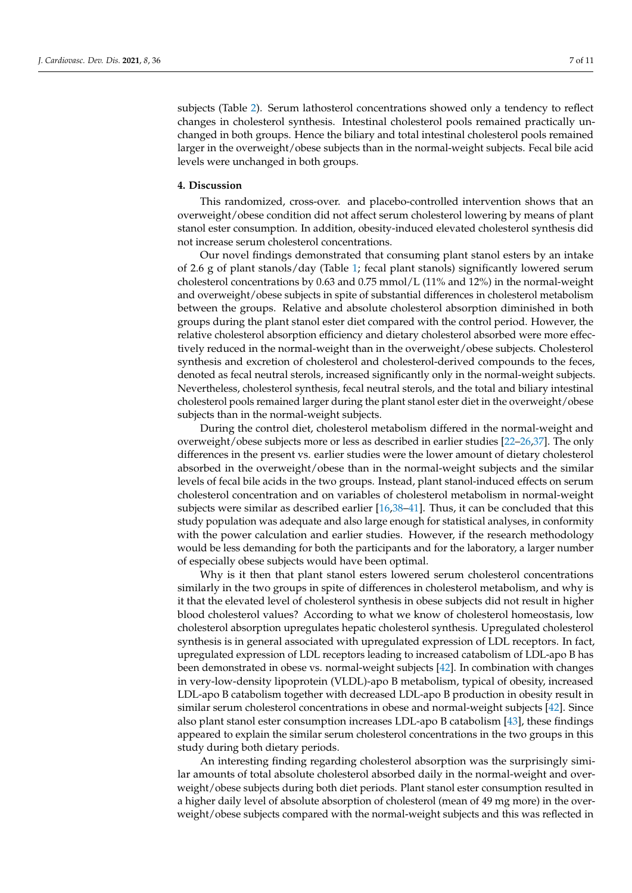subjects (Table 2). Serum lathosterol concentrations showed only a tendency to reflect changes in cholesterol synthesis. Intestinal cholesterol pools remained practically unchanged in both groups. Hence the biliary and total intestinal cholesterol pools remained larger in the overweight/obese subjects than in the normal-weight subjects. Fecal bile acid levels were unchanged in both groups.

## 4. Discussion

This randomized, cross-over. and placebo-controlled intervention shows that an overweight/obese condition did not affect serum cholesterol lowering by means of plant stanol ester consumption. In addition, obesity-induced elevated cholesterol synthesis did not increase serum cholesterol concentrations.

Our novel findings demonstrated that consuming plant stanol esters by an intake of 2.6 g of plant stanols/day (Table 1; fecal plant stanols) significantly lowered serum cholesterol concentrations by 0.63 and 0.75 mmol/L (11% and 12%) in the normal-weight and overweight/obese subjects in spite of substantial differences in cholesterol metabolism between the groups. Relative and absolute cholesterol absorption diminished in both groups during the plant stanol ester diet compared with the control period. However, the relative cholesterol absorption efficiency and dietary cholesterol absorbed were more effectively reduced in the normal-weight than in the overweight/obese subjects. Cholesterol synthesis and excretion of cholesterol and cholesterol-derived compounds to the feces, denoted as fecal neutral sterols, increased significantly only in the normal-weight subjects. Nevertheless, cholesterol synthesis, fecal neutral sterols, and the total and biliary intestinal cholesterol pools remained larger during the plant stanol ester diet in the overweight/obese subjects than in the normal-weight subjects.

During the control diet, cholesterol metabolism differed in the normal-weight and overweight/obese subjects more or less as described in earlier studies [22–26,37]. The only differences in the present vs. earlier studies were the lower amount of dietary cholesterol absorbed in the overweight/obese than in the normal-weight subjects and the similar levels of fecal bile acids in the two groups. Instead, plant stanol-induced effects on serum cholesterol concentration and on variables of cholesterol metabolism in normal-weight subjects were similar as described earlier [16,38–41]. Thus, it can be concluded that this study population was adequate and also large enough for statistical analyses, in conformity with the power calculation and earlier studies. However, if the research methodology would be less demanding for both the participants and for the laboratory, a larger number of especially obese subjects would have been optimal.

Why is it then that plant stanol esters lowered serum cholesterol concentrations similarly in the two groups in spite of differences in cholesterol metabolism, and why is it that the elevated level of cholesterol synthesis in obese subjects did not result in higher blood cholesterol values? According to what we know of cholesterol homeostasis, low cholesterol absorption upregulates hepatic cholesterol synthesis. Upregulated cholesterol synthesis is in general associated with upregulated expression of LDL receptors. In fact, upregulated expression of LDL receptors leading to increased catabolism of LDL-apo B has been demonstrated in obese vs. normal-weight subjects [42]. In combination with changes in very-low-density lipoprotein (VLDL)-apo B metabolism, typical of obesity, increased LDL-apo B catabolism together with decreased LDL-apo B production in obesity result in similar serum cholesterol concentrations in obese and normal-weight subjects [42]. Since also plant stanol ester consumption increases LDL-apo B catabolism [43], these findings appeared to explain the similar serum cholesterol concentrations in the two groups in this study during both dietary periods.

An interesting finding regarding cholesterol absorption was the surprisingly similar amounts of total absolute cholesterol absorbed daily in the normal-weight and overweight/obese subjects during both diet periods. Plant stanol ester consumption resulted in a higher daily level of absolute absorption of cholesterol (mean of 49 mg more) in the overweight/obese subjects compared with the normal-weight subjects and this was reflected in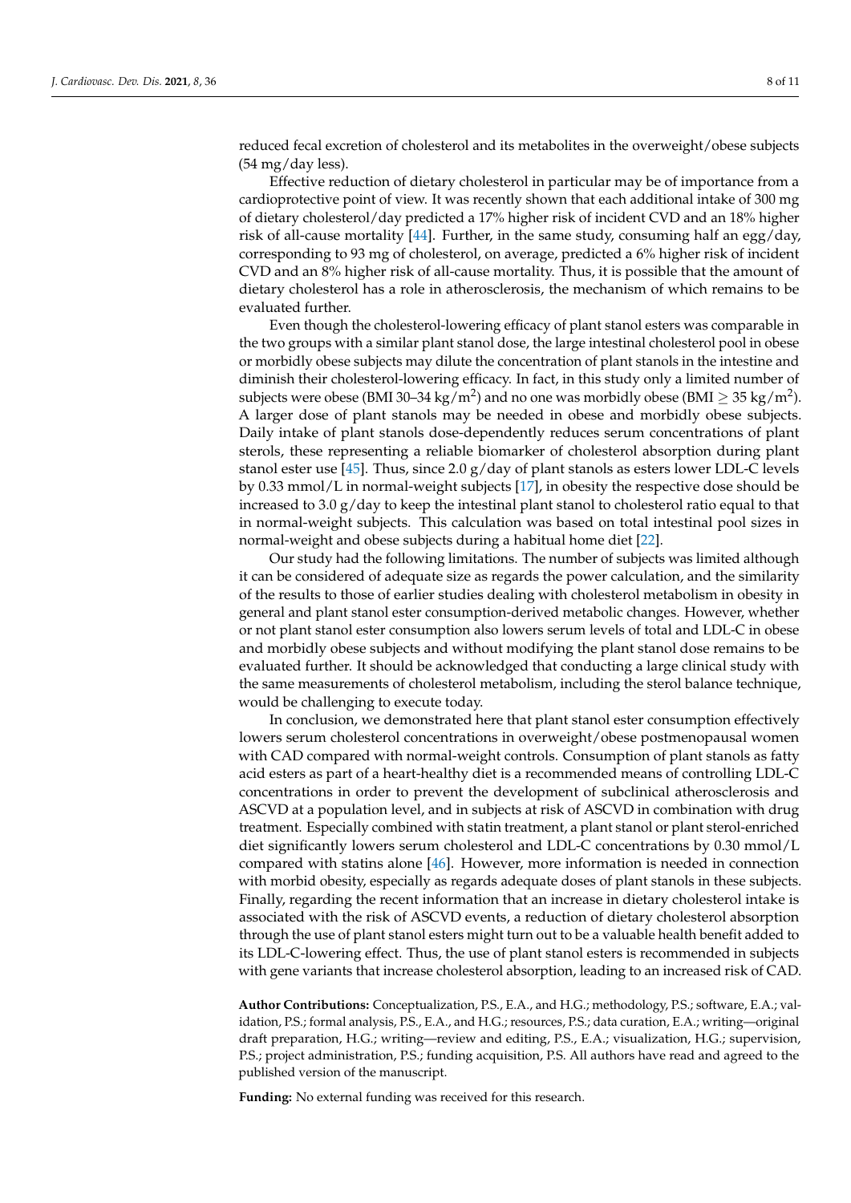reduced fecal excretion of cholesterol and its metabolites in the overweight/obese subjects (54 mg/day less).

Effective reduction of dietary cholesterol in particular may be of importance from a cardioprotective point of view. It was recently shown that each additional intake of 300 mg of dietary cholesterol/day predicted a 17% higher risk of incident CVD and an 18% higher risk of all-cause mortality [44]. Further, in the same study, consuming half an egg/day, corresponding to 93 mg of cholesterol, on average, predicted a 6% higher risk of incident CVD and an 8% higher risk of all-cause mortality. Thus, it is possible that the amount of dietary cholesterol has a role in atherosclerosis, the mechanism of which remains to be evaluated further.

Even though the cholesterol-lowering efficacy of plant stanol esters was comparable in the two groups with a similar plant stanol dose, the large intestinal cholesterol pool in obese or morbidly obese subjects may dilute the concentration of plant stanols in the intestine and diminish their cholesterol-lowering efficacy. In fact, in this study only a limited number of subjects were obese (BMI 30–34 $kg/m^2$) and no one was morbidly obese (BMI $\geq$ 35 $kg/m^2$). A larger dose of plant stanols may be needed in obese and morbidly obese subjects. Daily intake of plant stanols dose-dependently reduces serum concentrations of plant sterols, these representing a reliable biomarker of cholesterol absorption during plant stanol ester use [45]. Thus, since 2.0 g/day of plant stanols as esters lower LDL-C levels by 0.33 mmol/L in normal-weight subjects [17], in obesity the respective dose should be increased to 3.0 g/day to keep the intestinal plant stanol to cholesterol ratio equal to that in normal-weight subjects. This calculation was based on total intestinal pool sizes in normal-weight and obese subjects during a habitual home diet [22].

Our study had the following limitations. The number of subjects was limited although it can be considered of adequate size as regards the power calculation, and the similarity of the results to those of earlier studies dealing with cholesterol metabolism in obesity in general and plant stanol ester consumption-derived metabolic changes. However, whether or not plant stanol ester consumption also lowers serum levels of total and LDL-C in obese and morbidly obese subjects and without modifying the plant stanol dose remains to be evaluated further. It should be acknowledged that conducting a large clinical study with the same measurements of cholesterol metabolism, including the sterol balance technique, would be challenging to execute today.

In conclusion, we demonstrated here that plant stanol ester consumption effectively lowers serum cholesterol concentrations in overweight/obese postmenopausal women with CAD compared with normal-weight controls. Consumption of plant stanols as fatty acid esters as part of a heart-healthy diet is a recommended means of controlling LDL-C concentrations in order to prevent the development of subclinical atherosclerosis and ASCVD at a population level, and in subjects at risk of ASCVD in combination with drug treatment. Especially combined with statin treatment, a plant stanol or plant sterol-enriched diet significantly lowers serum cholesterol and LDL-C concentrations by 0.30 mmol/L compared with statins alone [46]. However, more information is needed in connection with morbid obesity, especially as regards adequate doses of plant stanols in these subjects. Finally, regarding the recent information that an increase in dietary cholesterol intake is associated with the risk of ASCVD events, a reduction of dietary cholesterol absorption through the use of plant stanol esters might turn out to be a valuable health benefit added to its LDL-C-lowering effect. Thus, the use of plant stanol esters is recommended in subjects with gene variants that increase cholesterol absorption, leading to an increased risk of CAD.

**Author Contributions:** Conceptualization, P.S., E.A., and H.G.; methodology, P.S.; software, E.A.; validation, P.S.; formal analysis, P.S., E.A., and H.G.; resources, P.S.; data curation, E.A.; writing—original draft preparation, H.G.; writing—review and editing, P.S., E.A.; visualization, H.G.; supervision, P.S.; project administration, P.S.; funding acquisition, P.S. All authors have read and agreed to the published version of the manuscript.

**Funding:** No external funding was received for this research.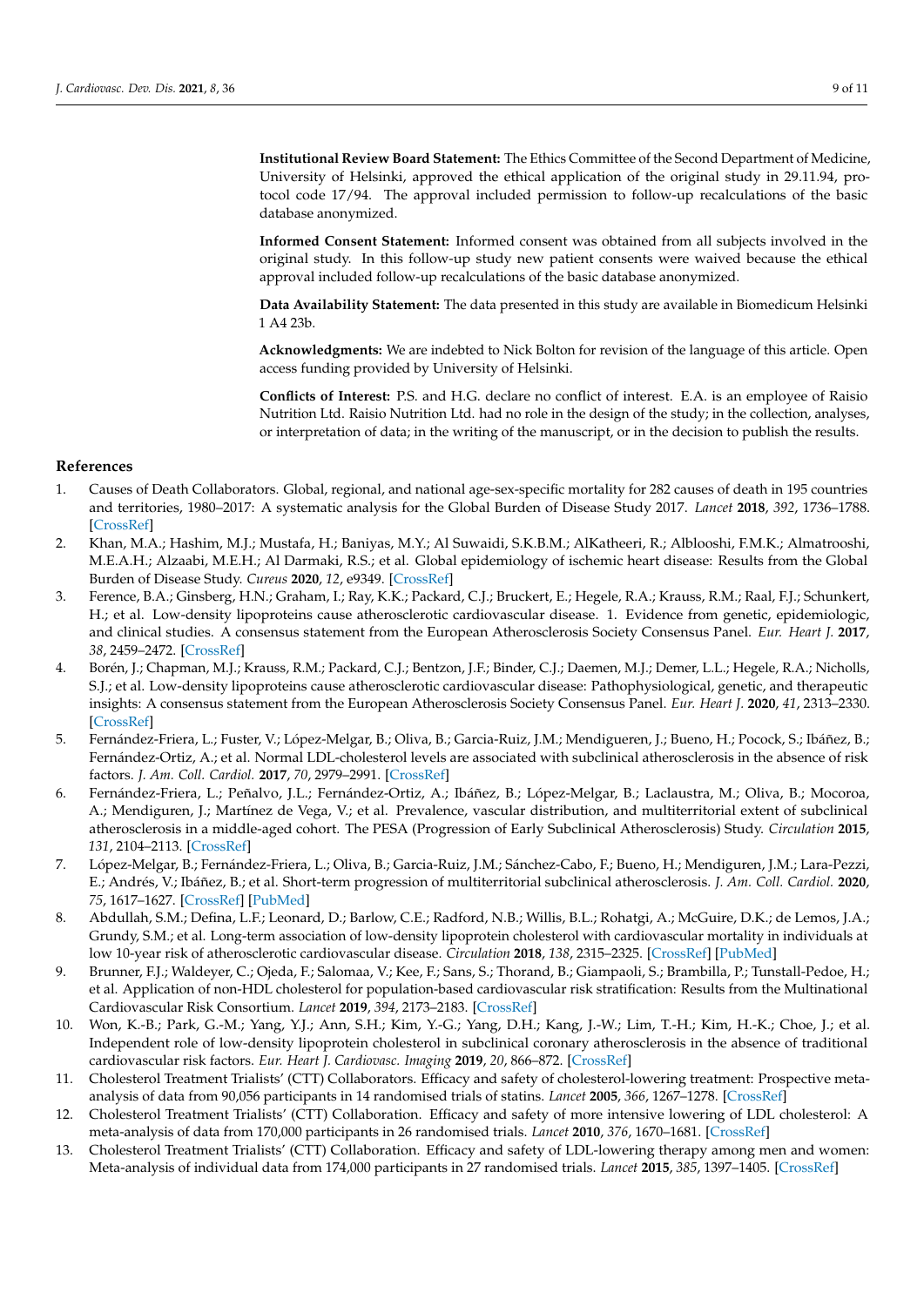**Institutional Review Board Statement:** The Ethics Committee of the Second Department of Medicine, University of Helsinki, approved the ethical application of the original study in 29.11.94, protocol code 17/94. The approval included permission to follow-up recalculations of the basic database anonymized.

**Informed Consent Statement:** Informed consent was obtained from all subjects involved in the original study. In this follow-up study new patient consents were waived because the ethical approval included follow-up recalculations of the basic database anonymized.

**Data Availability Statement:** The data presented in this study are available in Biomedicum Helsinki 1 A4 23b.

**Acknowledgments:** We are indebted to Nick Bolton for revision of the language of this article. Open access funding provided by University of Helsinki.

**Conflicts of Interest:** P.S. and H.G. declare no conflict of interest. E.A. is an employee of Raisio Nutrition Ltd. Raisio Nutrition Ltd. had no role in the design of the study; in the collection, analyses, or interpretation of data; in the writing of the manuscript, or in the decision to publish the results.

## References

1. Causes of Death Collaborators. Global, regional, and national age-sex-specific mortality for 282 causes of death in 195 countries and territories, 1980–2017: A systematic analysis for the Global Burden of Disease Study 2017. *Lancet* **2018**, *392*, 1736–1788. [CrossRef]
2. Khan, M.A.; Hashim, M.J.; Mustafa, H.; Baniyas, M.Y.; Al Suwaidi, S.K.B.M.; AlKatheeri, R.; Alblooshi, F.M.K.; Almatrooshi, M.E.A.H.; Alzaabi, M.E.H.; Al Darmaki, R.S.; et al. Global epidemiology of ischemic heart disease: Results from the Global Burden of Disease Study. *Cureus* **2020**, *12*, e9349. [CrossRef]
3. Ference, B.A.; Ginsberg, H.N.; Graham, I.; Ray, K.K.; Packard, C.J.; Bruckert, E.; Hegele, R.A.; Krauss, R.M.; Raal, F.J.; Schunkert, H.; et al. Low-density lipoproteins cause atherosclerotic cardiovascular disease. 1. Evidence from genetic, epidemiologic, and clinical studies. A consensus statement from the European Atherosclerosis Society Consensus Panel. *Eur. Heart J.* **2017**, *38*, 2459–2472. [CrossRef]
4. Borén, J.; Chapman, M.J.; Krauss, R.M.; Packard, C.J.; Bentzon, J.F.; Binder, C.J.; Daemen, M.J.; Demer, L.L.; Hegele, R.A.; Nicholls, S.J.; et al. Low-density lipoproteins cause atherosclerotic cardiovascular disease: Pathophysiological, genetic, and therapeutic insights: A consensus statement from the European Atherosclerosis Society Consensus Panel. *Eur. Heart J.* **2020**, *41*, 2313–2330. [CrossRef]
5. Fernández-Friera, L.; Fuster, V.; López-Melgar, B.; Oliva, B.; Garcia-Ruiz, J.M.; Mendigueren, J.; Bueno, H.; Pocock, S.; Ibáñez, B.; Fernández-Ortiz, A.; et al. Normal LDL-cholesterol levels are associated with subclinical atherosclerosis in the absence of risk factors. *J. Am. Coll. Cardiol.* **2017**, *70*, 2979–2991. [CrossRef]
6. Fernández-Friera, L.; Peñalvo, J.L.; Fernández-Ortiz, A.; Ibáñez, B.; López-Melgar, B.; Laclaustra, M.; Oliva, B.; Mocoroa, A.; Mendiguren, J.; Martínez de Vega, V.; et al. Prevalence, vascular distribution, and multiterritorial extent of subclinical atherosclerosis in a middle-aged cohort. The PESA (Progression of Early Subclinical Atherosclerosis) Study. *Circulation* **2015**, *131*, 2104–2113. [CrossRef]
7. López-Melgar, B.; Fernández-Friera, L.; Oliva, B.; Garcia-Ruiz, J.M.; Sánchez-Cabo, F.; Bueno, H.; Mendiguren, J.M.; Lara-Pezzi, E.; Andrés, V.; Ibáñez, B.; et al. Short-term progression of multiterritorial subclinical atherosclerosis. *J. Am. Coll. Cardiol.* **2020**, *75*, 1617–1627. [CrossRef] [PubMed]
8. Abdullah, S.M.; Defina, L.F.; Leonard, D.; Barlow, C.E.; Radford, N.B.; Willis, B.L.; Rohatgi, A.; McGuire, D.K.; de Lemos, J.A.; Grundy, S.M.; et al. Long-term association of low-density lipoprotein cholesterol with cardiovascular mortality in individuals at low 10-year risk of atherosclerotic cardiovascular disease. *Circulation* **2018**, *138*, 2315–2325. [CrossRef] [PubMed]
9. Brunner, F.J.; Waldeyer, C.; Ojeda, F.; Salomaa, V.; Kee, F.; Sans, S.; Thorand, B.; Giampaoli, S.; Brambilla, P.; Tunstall-Pedoe, H.; et al. Application of non-HDL cholesterol for population-based cardiovascular risk stratification: Results from the Multinational Cardiovascular Risk Consortium. *Lancet* **2019**, *394*, 2173–2183. [CrossRef]
10. Won, K.-B.; Park, G.-M.; Yang, Y.J.; Ann, S.H.; Kim, Y.-G.; Yang, D.H.; Kang, J.-W.; Lim, T.-H.; Kim, H.-K.; Choe, J.; et al. Independent role of low-density lipoprotein cholesterol in subclinical coronary atherosclerosis in the absence of traditional cardiovascular risk factors. *Eur. Heart J. Cardiovasc. Imaging* **2019**, *20*, 866–872. [CrossRef]
11. Cholesterol Treatment Trialists' (CTT) Collaborators. Efficacy and safety of cholesterol-lowering treatment: Prospective meta-analysis of data from 90,056 participants in 14 randomised trials of statins. *Lancet* **2005**, *366*, 1267–1278. [CrossRef]
12. Cholesterol Treatment Trialists' (CTT) Collaboration. Efficacy and safety of more intensive lowering of LDL cholesterol: A meta-analysis of data from 170,000 participants in 26 randomised trials. *Lancet* **2010**, *376*, 1670–1681. [CrossRef]
13. Cholesterol Treatment Trialists' (CTT) Collaboration. Efficacy and safety of LDL-lowering therapy among men and women: Meta-analysis of individual data from 174,000 participants in 27 randomised trials. *Lancet* **2015**, *385*, 1397–1405. [CrossRef]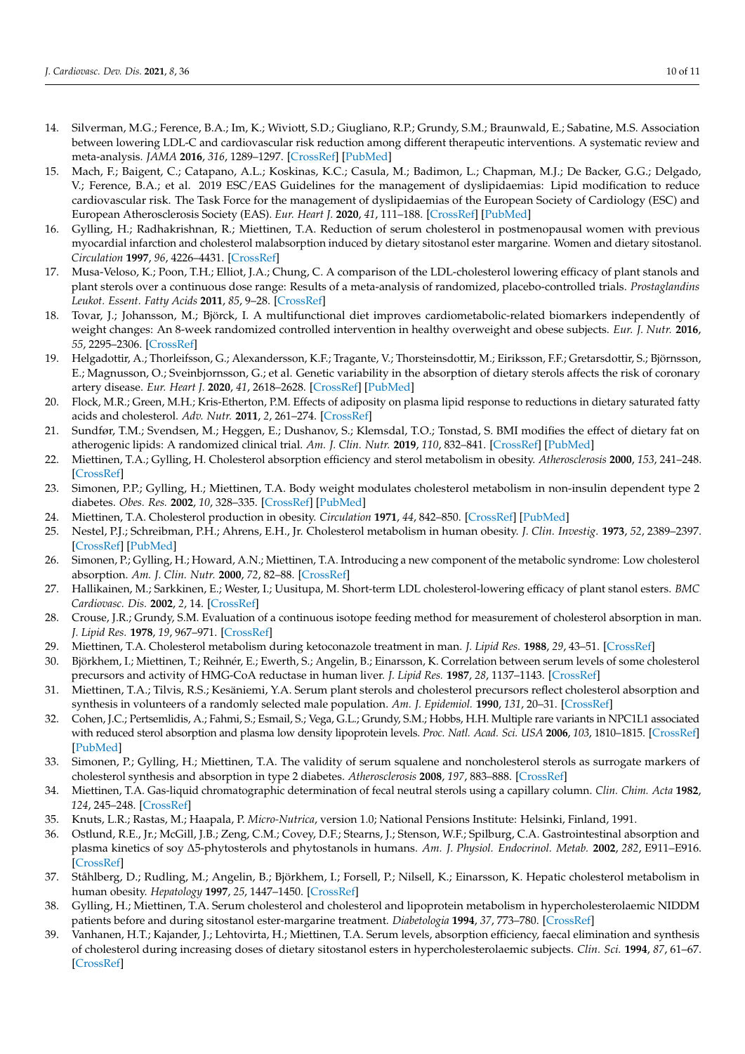14. Silverman, M.G.; Ference, B.A.; Im, K.; Wiviott, S.D.; Giugliano, R.P.; Grundy, S.M.; Braunwald, E.; Sabatine, M.S. Association between lowering LDL-C and cardiovascular risk reduction among different therapeutic interventions. A systematic review and meta-analysis. *JAMA* **2016**, *316*, 1289–1297. [CrossRef] [PubMed]
15. Mach, F.; Baigent, C.; Catapano, A.L.; Koskinas, K.C.; Casula, M.; Badimon, L.; Chapman, M.J.; De Backer, G.G.; Delgado, V.; Ference, B.A.; et al. 2019 ESC/EAS Guidelines for the management of dyslipidaemias: Lipid modification to reduce cardiovascular risk. The Task Force for the management of dyslipidaemias of the European Society of Cardiology (ESC) and European Atherosclerosis Society (EAS). *Eur. Heart J.* **2020**, *41*, 111–188. [CrossRef] [PubMed]
16. Gylling, H.; Radhakrishnan, R.; Miettinen, T.A. Reduction of serum cholesterol in postmenopausal women with previous myocardial infarction and cholesterol malabsorption induced by dietary sitostanol ester margarine. Women and dietary sitostanol. *Circulation* **1997**, *96*, 4226–4431. [CrossRef]
17. Musa-Veloso, K.; Poon, T.H.; Elliot, J.A.; Chung, C. A comparison of the LDL-cholesterol lowering efficacy of plant stanols and plant sterols over a continuous dose range: Results of a meta-analysis of randomized, placebo-controlled trials. *Prostaglandins Leukot. Essent. Fatty Acids* **2011**, *85*, 9–28. [CrossRef]
18. Tovar, J.; Johansson, M.; Björck, I. A multifunctional diet improves cardiometabolic-related biomarkers independently of weight changes: An 8-week randomized controlled intervention in healthy overweight and obese subjects. *Eur. J. Nutr.* **2016**, *55*, 2295–2306. [CrossRef]
19. Helgadottir, A.; Thorleifsson, G.; Alexandersson, K.F.; Tragante, V.; Thorsteinsdottir, M.; Eiriksson, F.F.; Gretarsdottir, S.; Björnsson, E.; Magnusson, O.; Sveinbjornsson, G.; et al. Genetic variability in the absorption of dietary sterols affects the risk of coronary artery disease. *Eur. Heart J.* **2020**, *41*, 2618–2628. [CrossRef] [PubMed]
20. Flock, M.R.; Green, M.H.; Kris-Etherton, P.M. Effects of adiposity on plasma lipid response to reductions in dietary saturated fatty acids and cholesterol. *Adv. Nutr.* **2011**, *2*, 261–274. [CrossRef]
21. Sundfør, T.M.; Svendsen, M.; Heggen, E.; Dushanov, S.; Klemsdal, T.O.; Tonstad, S. BMI modifies the effect of dietary fat on atherogenic lipids: A randomized clinical trial. *Am. J. Clin. Nutr.* **2019**, *110*, 832–841. [CrossRef] [PubMed]
22. Miettinen, T.A.; Gylling, H. Cholesterol absorption efficiency and sterol metabolism in obesity. *Atherosclerosis* **2000**, *153*, 241–248. [CrossRef]
23. Simonen, P.P.; Gylling, H.; Miettinen, T.A. Body weight modulates cholesterol metabolism in non-insulin dependent type 2 diabetes. *Obes. Res.* **2002**, *10*, 328–335. [CrossRef] [PubMed]
24. Miettinen, T.A. Cholesterol production in obesity. *Circulation* **1971**, *44*, 842–850. [CrossRef] [PubMed]
25. Nestel, P.J.; Schreibman, P.H.; Ahrens, E.H., Jr. Cholesterol metabolism in human obesity. *J. Clin. Investig.* **1973**, *52*, 2389–2397. [CrossRef] [PubMed]
26. Simonen, P.; Gylling, H.; Howard, A.N.; Miettinen, T.A. Introducing a new component of the metabolic syndrome: Low cholesterol absorption. *Am. J. Clin. Nutr.* **2000**, *72*, 82–88. [CrossRef]
27. Hallikainen, M.; Sarkkinen, E.; Wester, I.; Uusitupa, M. Short-term LDL cholesterol-lowering efficacy of plant stanol esters. *BMC Cardiovasc. Dis.* **2002**, *2*, 14. [CrossRef]
28. Crouse, J.R.; Grundy, S.M. Evaluation of a continuous isotope feeding method for measurement of cholesterol absorption in man. *J. Lipid Res.* **1978**, *19*, 967–971. [CrossRef]
29. Miettinen, T.A. Cholesterol metabolism during ketoconazole treatment in man. *J. Lipid Res.* **1988**, *29*, 43–51. [CrossRef]
30. Björkhem, I.; Miettinen, T.; Reihnér, E.; Ewerth, S.; Angelin, B.; Einarsson, K. Correlation between serum levels of some cholesterol precursors and activity of HMG-CoA reductase in human liver. *J. Lipid Res.* **1987**, *28*, 1137–1143. [CrossRef]
31. Miettinen, T.A.; Tilvis, R.S.; Kesäniemi, Y.A. Serum plant sterols and cholesterol precursors reflect cholesterol absorption and synthesis in volunteers of a randomly selected male population. *Am. J. Epidemiol.* **1990**, *131*, 20–31. [CrossRef]
32. Cohen, J.C.; Pertsemlidis, A.; Fahmi, S.; Esmail, S.; Vega, G.L.; Grundy, S.M.; Hobbs, H.H. Multiple rare variants in NPC1L1 associated with reduced sterol absorption and plasma low density lipoprotein levels. *Proc. Natl. Acad. Sci. USA* **2006**, *103*, 1810–1815. [CrossRef] [PubMed]
33. Simonen, P.; Gylling, H.; Miettinen, T.A. The validity of serum squalene and noncholesterol sterols as surrogate markers of cholesterol synthesis and absorption in type 2 diabetes. *Atherosclerosis* **2008**, *197*, 883–888. [CrossRef]
34. Miettinen, T.A. Gas-liquid chromatographic determination of fecal neutral sterols using a capillary column. *Clin. Chim. Acta* **1982**, *124*, 245–248. [CrossRef]
35. Knuts, L.R.; Rastas, M.; Haapala, P. *Micro-Nutrica*, version 1.0; National Pensions Institute: Helsinki, Finland, 1991.
36. Ostlund, R.E., Jr.; McGill, J.B.; Zeng, C.M.; Covey, D.F.; Stearns, J.; Stenson, W.F.; Spilburg, C.A. Gastrointestinal absorption and plasma kinetics of soy $\Delta 5$-phytosterols and phytostanols in humans. *Am. J. Physiol. Endocrinol. Metab.* **2002**, *282*, E911–E916. [CrossRef]
37. Ståhlberg, D.; Rudling, M.; Angelin, B.; Björkhem, I.; Forsell, P.; Nilsell, K.; Einarsson, K. Hepatic cholesterol metabolism in human obesity. *Hepatology* **1997**, *25*, 1447–1450. [CrossRef]
38. Gylling, H.; Miettinen, T.A. Serum cholesterol and cholesterol and lipoprotein metabolism in hypercholesterolaemic NIDDM patients before and during sitostanol ester-margarine treatment. *Diabetologia* **1994**, *37*, 773–780. [CrossRef]
39. Vanhanen, H.T.; Kajander, J.; Lehtovirta, H.; Miettinen, T.A. Serum levels, absorption efficiency, faecal elimination and synthesis of cholesterol during increasing doses of dietary sitostanol esters in hypercholesterolaemic subjects. *Clin. Sci.* **1994**, *87*, 61–67. [CrossRef]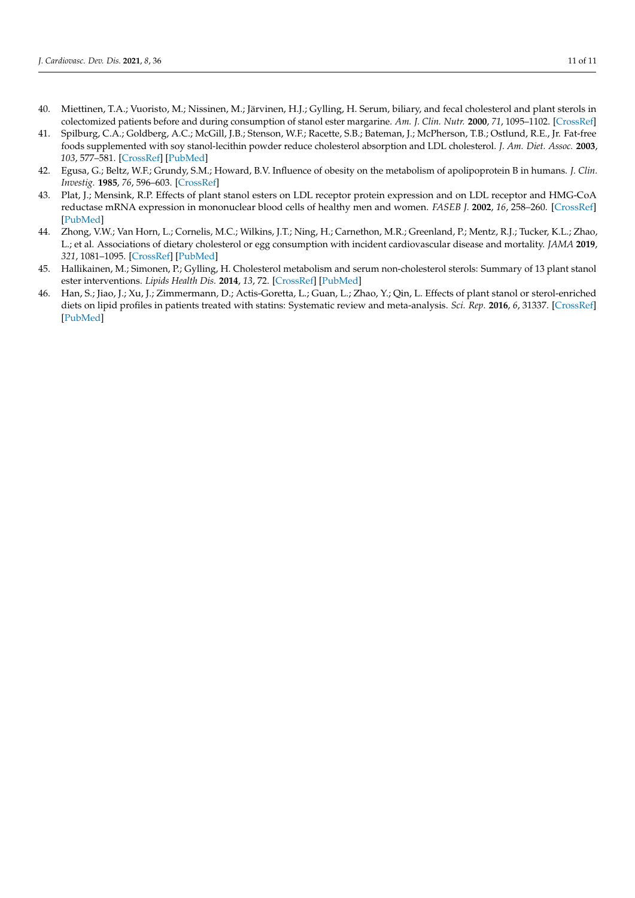40. Miettinen, T.A.; Vuoristo, M.; Nissinen, M.; Järvinen, H.J.; Gylling, H. Serum, biliary, and fecal cholesterol and plant sterols in colectomized patients before and during consumption of stanol ester margarine. *Am. J. Clin. Nutr.* **2000**, *71*, 1095–1102. [CrossRef]
41. Spilburg, C.A.; Goldberg, A.C.; McGill, J.B.; Stenson, W.F.; Racette, S.B.; Bateman, J.; McPherson, T.B.; Ostlund, R.E., Jr. Fat-free foods supplemented with soy stanol-lecithin powder reduce cholesterol absorption and LDL cholesterol. *J. Am. Diet. Assoc.* **2003**, *103*, 577–581. [CrossRef] [PubMed]
42. Egusa, G.; Beltz, W.F.; Grundy, S.M.; Howard, B.V. Influence of obesity on the metabolism of apolipoprotein B in humans. *J. Clin. Investig.* **1985**, *76*, 596–603. [CrossRef]
43. Plat, J.; Mensink, R.P. Effects of plant stanol esters on LDL receptor protein expression and on LDL receptor and HMG-CoA reductase mRNA expression in mononuclear blood cells of healthy men and women. *FASEB J.* **2002**, *16*, 258–260. [CrossRef] [PubMed]
44. Zhong, V.W.; Van Horn, L.; Cornelis, M.C.; Wilkins, J.T.; Ning, H.; Carnethon, M.R.; Greenland, P.; Mentz, R.J.; Tucker, K.L.; Zhao, L.; et al. Associations of dietary cholesterol or egg consumption with incident cardiovascular disease and mortality. *JAMA* **2019**, *321*, 1081–1095. [CrossRef] [PubMed]
45. Hallikainen, M.; Simonen, P.; Gylling, H. Cholesterol metabolism and serum non-cholesterol sterols: Summary of 13 plant stanol ester interventions. *Lipids Health Dis.* **2014**, *13*, 72. [CrossRef] [PubMed]
46. Han, S.; Jiao, J.; Xu, J.; Zimmermann, D.; Actis-Goretta, L.; Guan, L.; Zhao, Y.; Qin, L. Effects of plant stanol or sterol-enriched diets on lipid profiles in patients treated with statins: Systematic review and meta-analysis. *Sci. Rep.* **2016**, *6*, 31337. [CrossRef] [PubMed]